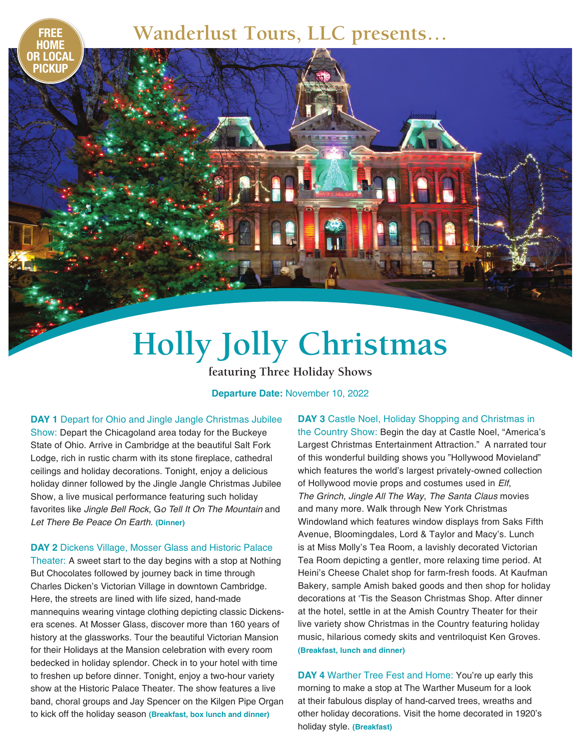FREE HOME OR LOCAL PICKUP

## Wanderlust Tours, LLC presents…

# Holly Jolly Christmas

### featuring Three Holiday Shows

**Departure Date:** November 10, 2022

**DAY 1** Depart for Ohio and Jingle Jangle Christmas Jubilee Show: Depart the Chicagoland area today for the Buckeye State of Ohio. Arrive in Cambridge at the beautiful Salt Fork Lodge, rich in rustic charm with its stone fireplace, cathedral ceilings and holiday decorations. Tonight, enjoy a delicious holiday dinner followed by the Jingle Jangle Christmas Jubilee Show, a live musical performance featuring such holiday favorites like *Jingle Bell Rock*, *Go Tell It On The Mountain* and *Let There Be Peace On Earth*. **(Dinner)**

**DAY 2** Dickens Village, Mosser Glass and Historic Palace Theater: A sweet start to the day begins with a stop at Nothing But Chocolates followed by journey back in time through Charles Dicken's Victorian Village in downtown Cambridge. Here, the streets are lined with life sized, hand-made mannequins wearing vintage clothing depicting classic Dickens-era scenes. At Mosser Glass, discover more than 160 years of history at the glassworks. Tour the beautiful Victorian Mansion for their Holidays at the Mansion celebration with every room bedecked in holiday splendor. Check in to your hotel with time to freshen up before dinner. Tonight, enjoy a two-hour variety show at the Historic Palace Theater. The show features a live band, choral groups and Jay Spencer on the Kilgen Pipe Organ to kick off the holiday season **(Breakfast, box lunch and dinner)**

**DAY 3** Castle Noel, Holiday Shopping and Christmas in the Country Show: Begin the day at Castle Noel, "America's Largest Christmas Entertainment Attraction." A narrated tour of this wonderful building shows you "Hollywood Movieland" which features the world's largest privately-owned collection of Hollywood movie props and costumes used in *Elf*, *The Grinch*, *Jingle All The Way*, *The Santa Claus* movies and many more. Walk through New York Christmas Windowland which features window displays from Saks Fifth Avenue, Bloomingdales, Lord & Taylor and Macy's. Lunch is at Miss Molly's Tea Room, a lavishly decorated Victorian Tea Room depicting a gentler, more relaxing time period. At Heini's Cheese Chalet shop for farm-fresh foods. At Kaufman Bakery, sample Amish baked goods and then shop for holiday decorations at 'Tis the Season Christmas Shop. After dinner at the hotel, settle in at the Amish Country Theater for their live variety show Christmas in the Country featuring holiday music, hilarious comedy skits and ventriloquist Ken Groves. **(Breakfast, lunch and dinner)**

**DAY 4** Warther Tree Fest and Home: You're up early this morning to make a stop at The Warther Museum for a look at their fabulous display of hand-carved trees, wreaths and other holiday decorations. Visit the home decorated in 1920's holiday style. **(Breakfast)**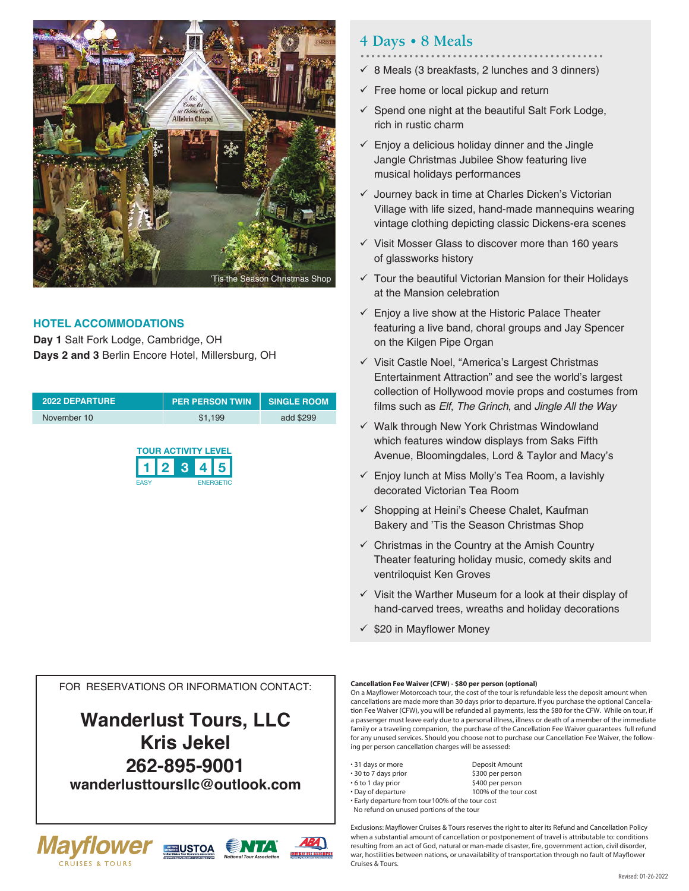'Tis the Season Christmas Shop

## HOTEL ACCOMMODATIONS

**Day 1** Salt Fork Lodge, Cambridge, OH
**Days 2 and 3** Berlin Encore Hotel, Millersburg, OH

| 2022 DEPARTURE | PER PERSON TWIN | SINGLE ROOM |
|---|---|---|
| November 10 | $1,199 | add $299 |

TOUR ACTIVITY LEVEL
1 2 3 4 5
EASY ENERGETIC

## 4 Days • 8 Meals

- ✓ 8 Meals (3 breakfasts, 2 lunches and 3 dinners)
- ✓ Free home or local pickup and return
- ✓ Spend one night at the beautiful Salt Fork Lodge, rich in rustic charm
- ✓ Enjoy a delicious holiday dinner and the Jingle Jangle Christmas Jubilee Show featuring live musical holidays performances
- ✓ Journey back in time at Charles Dicken's Victorian Village with life sized, hand-made mannequins wearing vintage clothing depicting classic Dickens-era scenes
- ✓ Visit Mosser Glass to discover more than 160 years of glassworks history
- ✓ Tour the beautiful Victorian Mansion for their Holidays at the Mansion celebration
- ✓ Enjoy a live show at the Historic Palace Theater featuring a live band, choral groups and Jay Spencer on the Kilgen Pipe Organ
- ✓ Visit Castle Noel, "America's Largest Christmas Entertainment Attraction" and see the world's largest collection of Hollywood movie props and costumes from films such as *Elf*, *The Grinch*, and *Jingle All the Way*
- ✓ Walk through New York Christmas Windowland which features window displays from Saks Fifth Avenue, Bloomingdales, Lord & Taylor and Macy's
- ✓ Enjoy lunch at Miss Molly's Tea Room, a lavishly decorated Victorian Tea Room
- ✓ Shopping at Heini's Cheese Chalet, Kaufman Bakery and 'Tis the Season Christmas Shop
- ✓ Christmas in the Country at the Amish Country Theater featuring holiday music, comedy skits and ventriloquist Ken Groves
- ✓ Visit the Warther Museum for a look at their display of hand-carved trees, wreaths and holiday decorations
- ✓ $20 in Mayflower Money

FOR RESERVATIONS OR INFORMATION CONTACT:

**Wanderlust Tours, LLC**
**Kris Jekel**
**262-895-9001**
**wanderlusttoursllc@outlook.com**

Mayflower CRUISES & TOURS | USTOA | NTA National Tour Association | ABA

**Cancellation Fee Waiver (CFW) - $80 per person (optional)**
On a Mayflower Motorcoach tour, the cost of the tour is refundable less the deposit amount when cancellations are made more than 30 days prior to departure. If you purchase the optional Cancellation Fee Waiver (CFW), you will be refunded all payments, less the $80 for the CFW. While on tour, if a passenger must leave early due to a personal illness, illness or death of a member of the immediate family or a traveling companion, the purchase of the Cancellation Fee Waiver guarantees full refund for any unused services. Should you choose not to purchase our Cancellation Fee Waiver, the following per person cancellation charges will be assessed:

| | |
|---|---|
| • 31 days or more | Deposit Amount |
| • 30 to 7 days prior | $300 per person |
| • 6 to 1 day prior | $400 per person |
| • Day of departure | 100% of the tour cost |

• Early departure from tour100% of the tour cost
No refund on unused portions of the tour

Exclusions: Mayflower Cruises & Tours reserves the right to alter its Refund and Cancellation Policy when a substantial amount of cancellation or postponement of travel is attributable to: conditions resulting from an act of God, natural or man-made disaster, fire, government action, civil disorder, war, hostilities between nations, or unavailability of transportation through no fault of Mayflower Cruises & Tours.

Revised: 01-26-2022